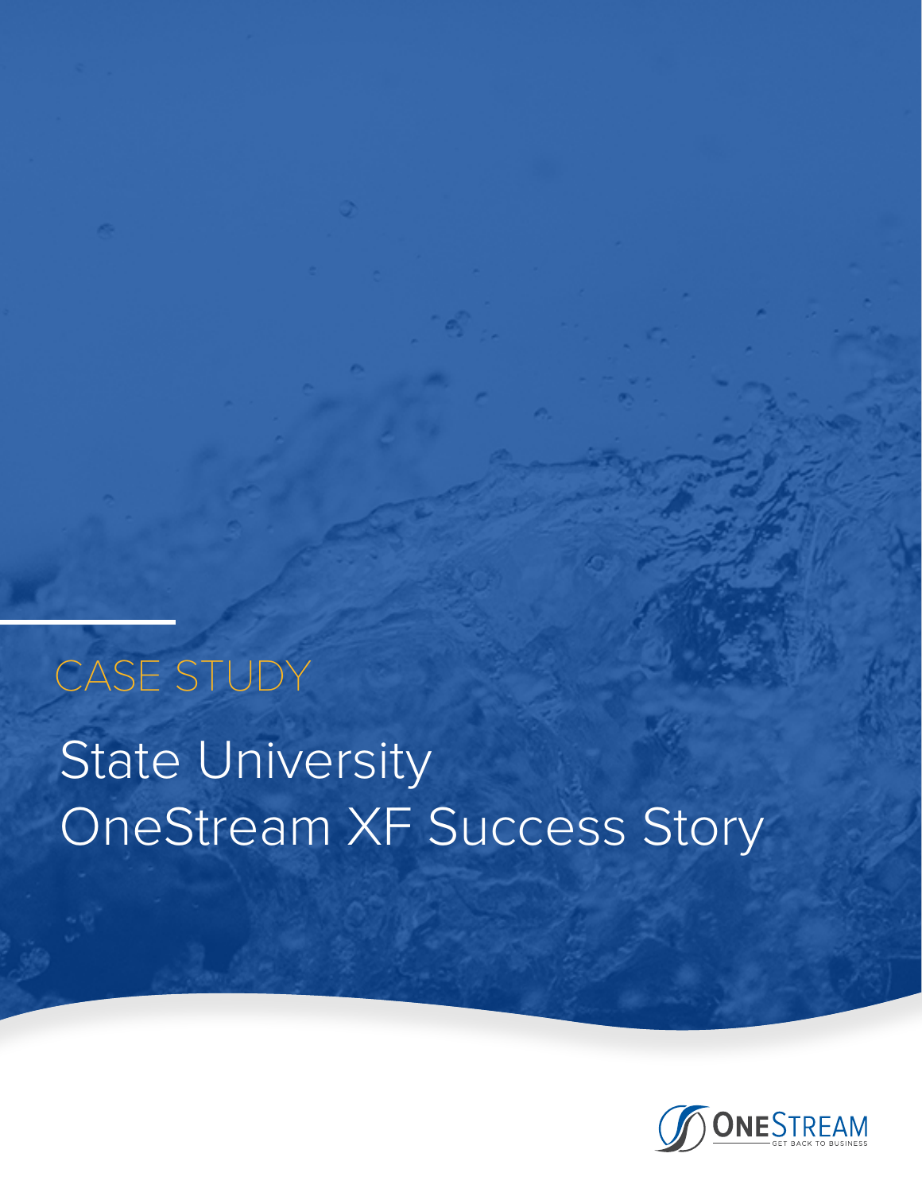CASE STUDY

# State University OneStream XF Success Story

ONESTREAM
GET BACK TO BUSINESS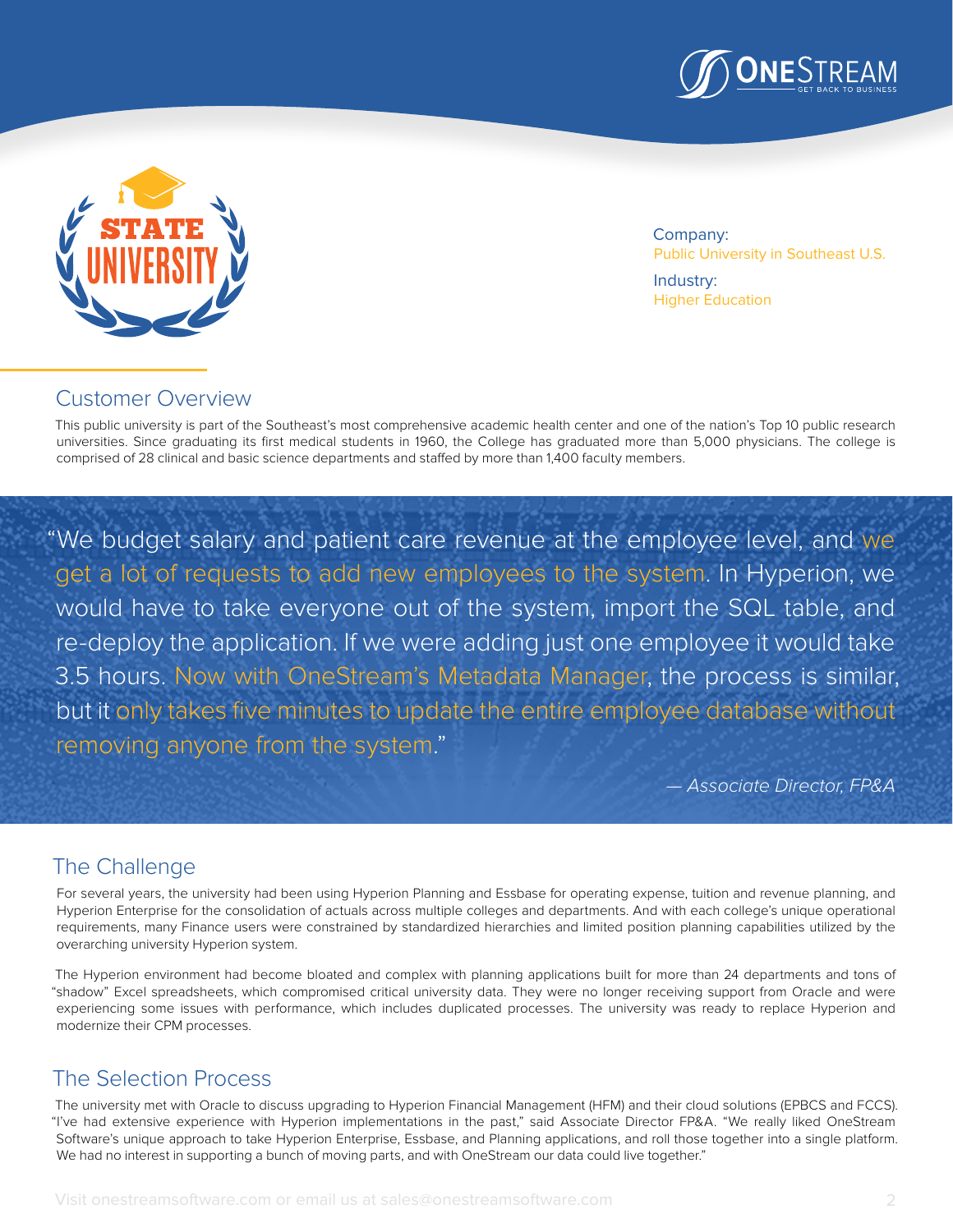Company:
Public University in Southeast U.S.

Industry:
Higher Education

## Customer Overview

This public university is part of the Southeast's most comprehensive academic health center and one of the nation's Top 10 public research universities. Since graduating its first medical students in 1960, the College has graduated more than 5,000 physicians. The college is comprised of 28 clinical and basic science departments and staffed by more than 1,400 faculty members.

> "We budget salary and patient care revenue at the employee level, and we get a lot of requests to add new employees to the system. In Hyperion, we would have to take everyone out of the system, import the SQL table, and re-deploy the application. If we were adding just one employee it would take 3.5 hours. Now with OneStream's Metadata Manager, the process is similar, but it only takes five minutes to update the entire employee database without removing anyone from the system."
>
> *— Associate Director, FP&A*

## The Challenge

For several years, the university had been using Hyperion Planning and Essbase for operating expense, tuition and revenue planning, and Hyperion Enterprise for the consolidation of actuals across multiple colleges and departments. And with each college's unique operational requirements, many Finance users were constrained by standardized hierarchies and limited position planning capabilities utilized by the overarching university Hyperion system.

The Hyperion environment had become bloated and complex with planning applications built for more than 24 departments and tons of "shadow" Excel spreadsheets, which compromised critical university data. They were no longer receiving support from Oracle and were experiencing some issues with performance, which includes duplicated processes. The university was ready to replace Hyperion and modernize their CPM processes.

## The Selection Process

The university met with Oracle to discuss upgrading to Hyperion Financial Management (HFM) and their cloud solutions (EPBCS and FCCS). "I've had extensive experience with Hyperion implementations in the past," said Associate Director FP&A. "We really liked OneStream Software's unique approach to take Hyperion Enterprise, Essbase, and Planning applications, and roll those together into a single platform. We had no interest in supporting a bunch of moving parts, and with OneStream our data could live together."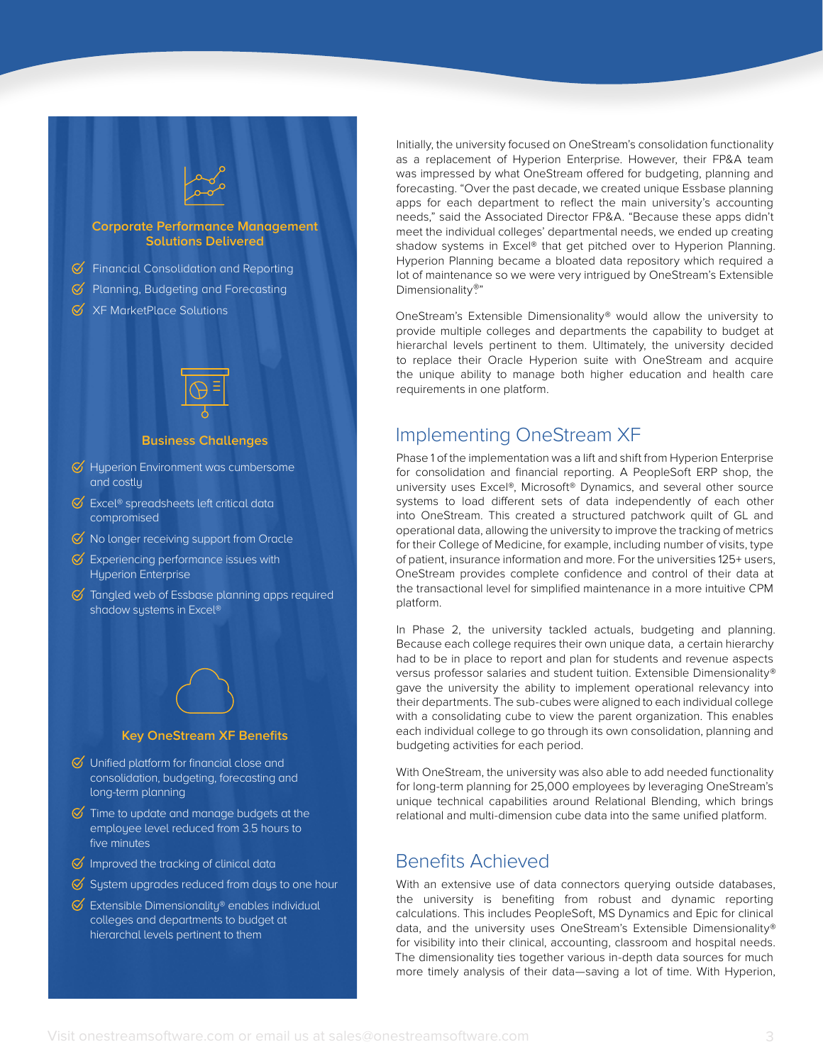### Corporate Performance Management Solutions Delivered

- Financial Consolidation and Reporting
- Planning, Budgeting and Forecasting
- XF MarketPlace Solutions

### Business Challenges

- Hyperion Environment was cumbersome and costly
- Excel® spreadsheets left critical data compromised
- No longer receiving support from Oracle
- Experiencing performance issues with Hyperion Enterprise
- Tangled web of Essbase planning apps required shadow systems in Excel®

### Key OneStream XF Benefits

- Unified platform for financial close and consolidation, budgeting, forecasting and long-term planning
- Time to update and manage budgets at the employee level reduced from 3.5 hours to five minutes
- Improved the tracking of clinical data
- System upgrades reduced from days to one hour
- Extensible Dimensionality® enables individual colleges and departments to budget at hierarchal levels pertinent to them

Initially, the university focused on OneStream's consolidation functionality as a replacement of Hyperion Enterprise. However, their FP&A team was impressed by what OneStream offered for budgeting, planning and forecasting. "Over the past decade, we created unique Essbase planning apps for each department to reflect the main university's accounting needs," said the Associated Director FP&A. "Because these apps didn't meet the individual colleges' departmental needs, we ended up creating shadow systems in Excel® that get pitched over to Hyperion Planning. Hyperion Planning became a bloated data repository which required a lot of maintenance so we were very intrigued by OneStream's Extensible Dimensionality®."

OneStream's Extensible Dimensionality® would allow the university to provide multiple colleges and departments the capability to budget at hierarchal levels pertinent to them. Ultimately, the university decided to replace their Oracle Hyperion suite with OneStream and acquire the unique ability to manage both higher education and health care requirements in one platform.

## Implementing OneStream XF

Phase 1 of the implementation was a lift and shift from Hyperion Enterprise for consolidation and financial reporting. A PeopleSoft ERP shop, the university uses Excel®, Microsoft® Dynamics, and several other source systems to load different sets of data independently of each other into OneStream. This created a structured patchwork quilt of GL and operational data, allowing the university to improve the tracking of metrics for their College of Medicine, for example, including number of visits, type of patient, insurance information and more. For the universities 125+ users, OneStream provides complete confidence and control of their data at the transactional level for simplified maintenance in a more intuitive CPM platform.

In Phase 2, the university tackled actuals, budgeting and planning. Because each college requires their own unique data, a certain hierarchy had to be in place to report and plan for students and revenue aspects versus professor salaries and student tuition. Extensible Dimensionality® gave the university the ability to implement operational relevancy into their departments. The sub-cubes were aligned to each individual college with a consolidating cube to view the parent organization. This enables each individual college to go through its own consolidation, planning and budgeting activities for each period.

With OneStream, the university was also able to add needed functionality for long-term planning for 25,000 employees by leveraging OneStream's unique technical capabilities around Relational Blending, which brings relational and multi-dimension cube data into the same unified platform.

## Benefits Achieved

With an extensive use of data connectors querying outside databases, the university is benefiting from robust and dynamic reporting calculations. This includes PeopleSoft, MS Dynamics and Epic for clinical data, and the university uses OneStream's Extensible Dimensionality® for visibility into their clinical, accounting, classroom and hospital needs. The dimensionality ties together various in-depth data sources for much more timely analysis of their data—saving a lot of time. With Hyperion,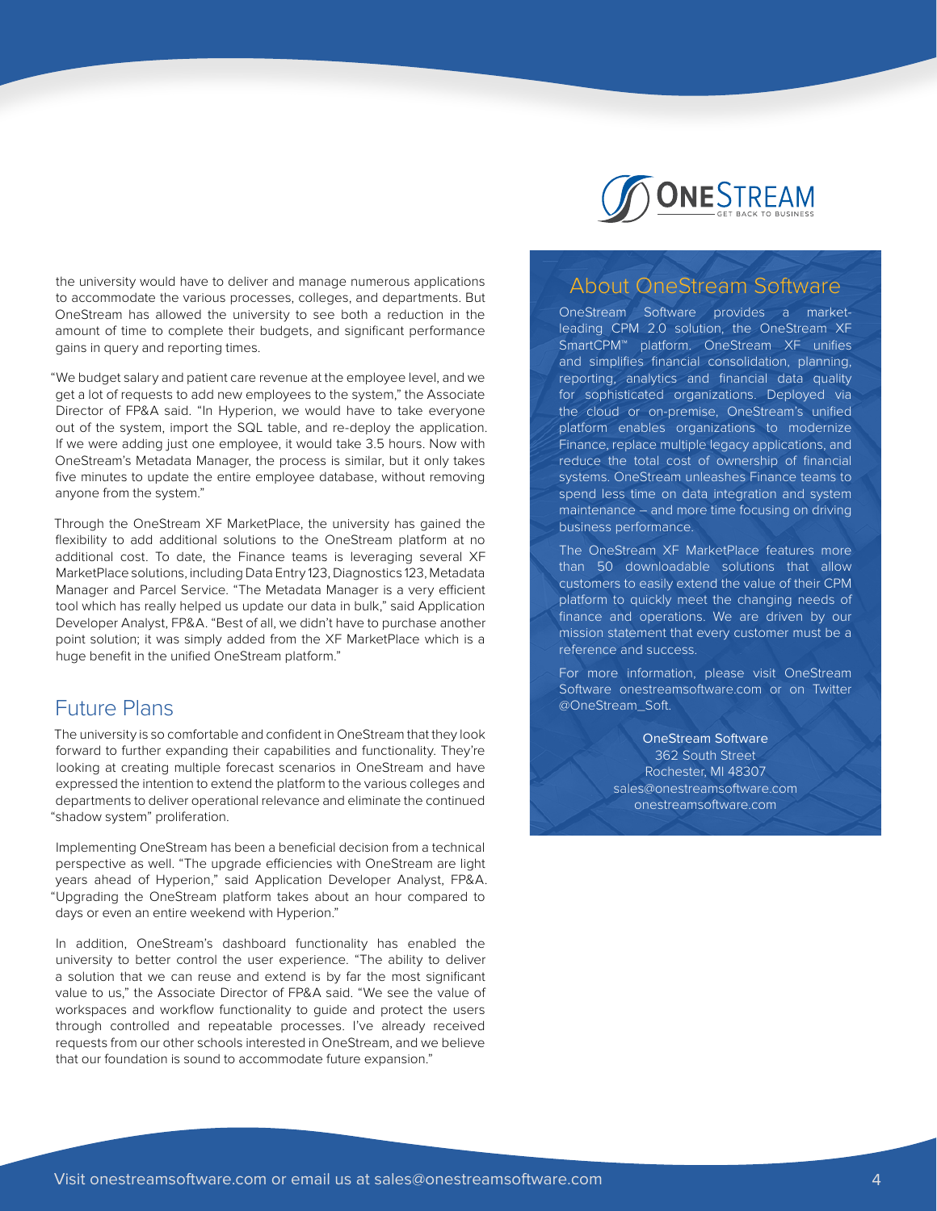the university would have to deliver and manage numerous applications to accommodate the various processes, colleges, and departments. But OneStream has allowed the university to see both a reduction in the amount of time to complete their budgets, and significant performance gains in query and reporting times.

"We budget salary and patient care revenue at the employee level, and we get a lot of requests to add new employees to the system," the Associate Director of FP&A said. "In Hyperion, we would have to take everyone out of the system, import the SQL table, and re-deploy the application. If we were adding just one employee, it would take 3.5 hours. Now with OneStream's Metadata Manager, the process is similar, but it only takes five minutes to update the entire employee database, without removing anyone from the system."

Through the OneStream XF MarketPlace, the university has gained the flexibility to add additional solutions to the OneStream platform at no additional cost. To date, the Finance teams is leveraging several XF MarketPlace solutions, including Data Entry 123, Diagnostics 123, Metadata Manager and Parcel Service. "The Metadata Manager is a very efficient tool which has really helped us update our data in bulk," said Application Developer Analyst, FP&A. "Best of all, we didn't have to purchase another point solution; it was simply added from the XF MarketPlace which is a huge benefit in the unified OneStream platform."

## Future Plans

The university is so comfortable and confident in OneStream that they look forward to further expanding their capabilities and functionality. They're looking at creating multiple forecast scenarios in OneStream and have expressed the intention to extend the platform to the various colleges and departments to deliver operational relevance and eliminate the continued "shadow system" proliferation.

Implementing OneStream has been a beneficial decision from a technical perspective as well. "The upgrade efficiencies with OneStream are light years ahead of Hyperion," said Application Developer Analyst, FP&A. "Upgrading the OneStream platform takes about an hour compared to days or even an entire weekend with Hyperion."

In addition, OneStream's dashboard functionality has enabled the university to better control the user experience. "The ability to deliver a solution that we can reuse and extend is by far the most significant value to us," the Associate Director of FP&A said. "We see the value of workspaces and workflow functionality to guide and protect the users through controlled and repeatable processes. I've already received requests from our other schools interested in OneStream, and we believe that our foundation is sound to accommodate future expansion."

ONESTREAM
GET BACK TO BUSINESS

## About OneStream Software

OneStream Software provides a market-leading CPM 2.0 solution, the OneStream XF SmartCPM™ platform. OneStream XF unifies and simplifies financial consolidation, planning, reporting, analytics and financial data quality for sophisticated organizations. Deployed via the cloud or on-premise, OneStream's unified platform enables organizations to modernize Finance, replace multiple legacy applications, and reduce the total cost of ownership of financial systems. OneStream unleashes Finance teams to spend less time on data integration and system maintenance – and more time focusing on driving business performance.

The OneStream XF MarketPlace features more than 50 downloadable solutions that allow customers to easily extend the value of their CPM platform to quickly meet the changing needs of finance and operations. We are driven by our mission statement that every customer must be a reference and success.

For more information, please visit OneStream Software onestreamsoftware.com or on Twitter @OneStream_Soft.

**OneStream Software**
362 South Street
Rochester, MI 48307
sales@onestreamsoftware.com
onestreamsoftware.com

Visit onestreamsoftware.com or email us at sales@onestreamsoftware.com